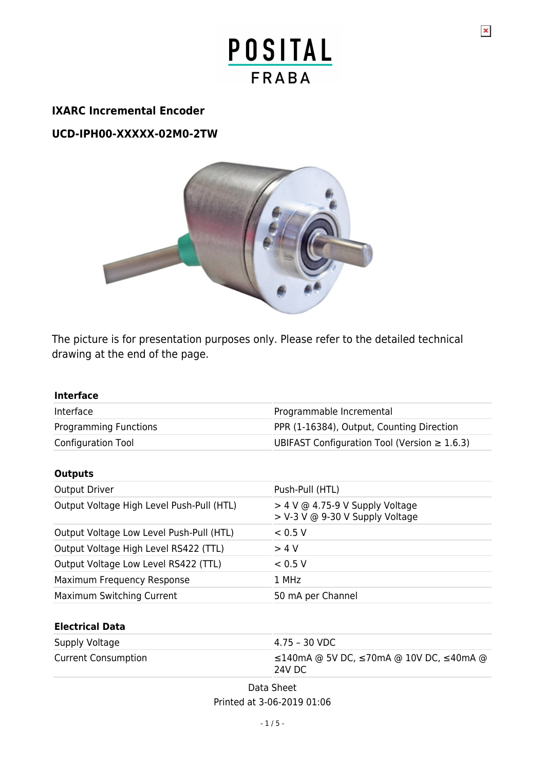# IXARC Incremental Encoder

## UCD-IPH00-XXXXX-02M0-2TW

The picture is for presentation purposes only. Please refer to the detailed technical drawing at the end of the page.

| **Interface** | |
|---|---|
| Interface | Programmable Incremental |
| Programming Functions | PPR (1-16384), Output, Counting Direction |
| Configuration Tool | UBIFAST Configuration Tool (Version ≥ 1.6.3) |

| **Outputs** | |
|---|---|
| Output Driver | Push-Pull (HTL) |
| Output Voltage High Level Push-Pull (HTL) | > 4 V @ 4.75-9 V Supply Voltage<br>> V-3 V @ 9-30 V Supply Voltage |
| Output Voltage Low Level Push-Pull (HTL) | < 0.5 V |
| Output Voltage High Level RS422 (TTL) | > 4 V |
| Output Voltage Low Level RS422 (TTL) | < 0.5 V |
| Maximum Frequency Response | 1 MHz |
| Maximum Switching Current | 50 mA per Channel |

| **Electrical Data** | |
|---|---|
| Supply Voltage | 4.75 – 30 VDC |
| Current Consumption | ≤140mA @ 5V DC, ≤70mA @ 10V DC, ≤40mA @ 24V DC |

Data Sheet
Printed at 3-06-2019 01:06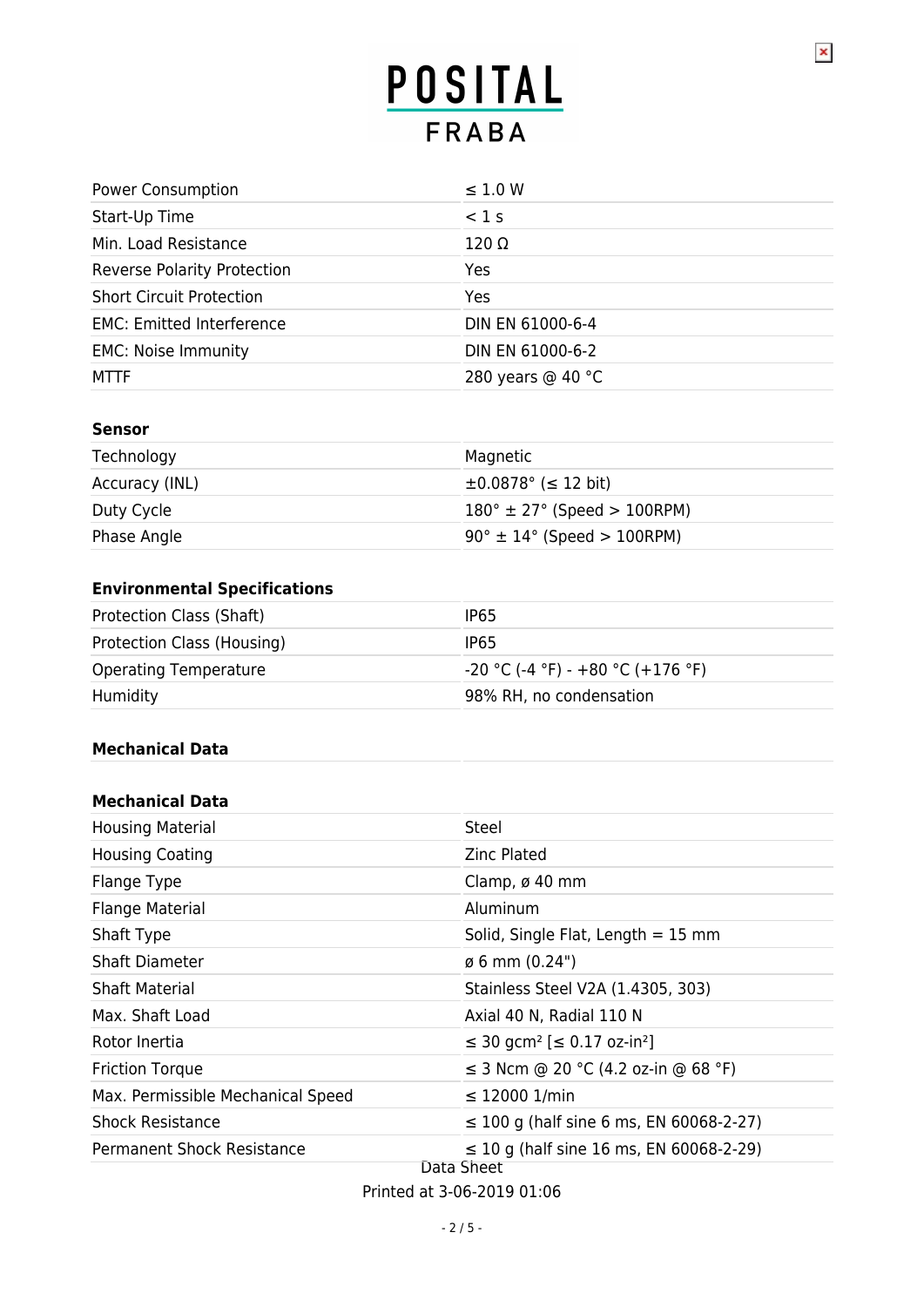| | |
|---|---|
| Power Consumption | ≤ 1.0 W |
| Start-Up Time | < 1 s |
| Min. Load Resistance | 120 Ω |
| Reverse Polarity Protection | Yes |
| Short Circuit Protection | Yes |
| EMC: Emitted Interference | DIN EN 61000-6-4 |
| EMC: Noise Immunity | DIN EN 61000-6-2 |
| MTTF | 280 years @ 40 °C |

**Sensor**

| | |
|---|---|
| Technology | Magnetic |
| Accuracy (INL) | ±0.0878° (≤ 12 bit) |
| Duty Cycle | 180° ± 27° (Speed > 100RPM) |
| Phase Angle | 90° ± 14° (Speed > 100RPM) |

**Environmental Specifications**

| | |
|---|---|
| Protection Class (Shaft) | IP65 |
| Protection Class (Housing) | IP65 |
| Operating Temperature | -20 °C (-4 °F) - +80 °C (+176 °F) |
| Humidity | 98% RH, no condensation |

**Mechanical Data**

**Mechanical Data**

| | |
|---|---|
| Housing Material | Steel |
| Housing Coating | Zinc Plated |
| Flange Type | Clamp, ø 40 mm |
| Flange Material | Aluminum |
| Shaft Type | Solid, Single Flat, Length = 15 mm |
| Shaft Diameter | ø 6 mm (0.24") |
| Shaft Material | Stainless Steel V2A (1.4305, 303) |
| Max. Shaft Load | Axial 40 N, Radial 110 N |
| Rotor Inertia | ≤ 30 gcm² [≤ 0.17 oz-in²] |
| Friction Torque | ≤ 3 Ncm @ 20 °C (4.2 oz-in @ 68 °F) |
| Max. Permissible Mechanical Speed | ≤ 12000 1/min |
| Shock Resistance | ≤ 100 g (half sine 6 ms, EN 60068-2-27) |
| Permanent Shock Resistance | ≤ 10 g (half sine 16 ms, EN 60068-2-29) |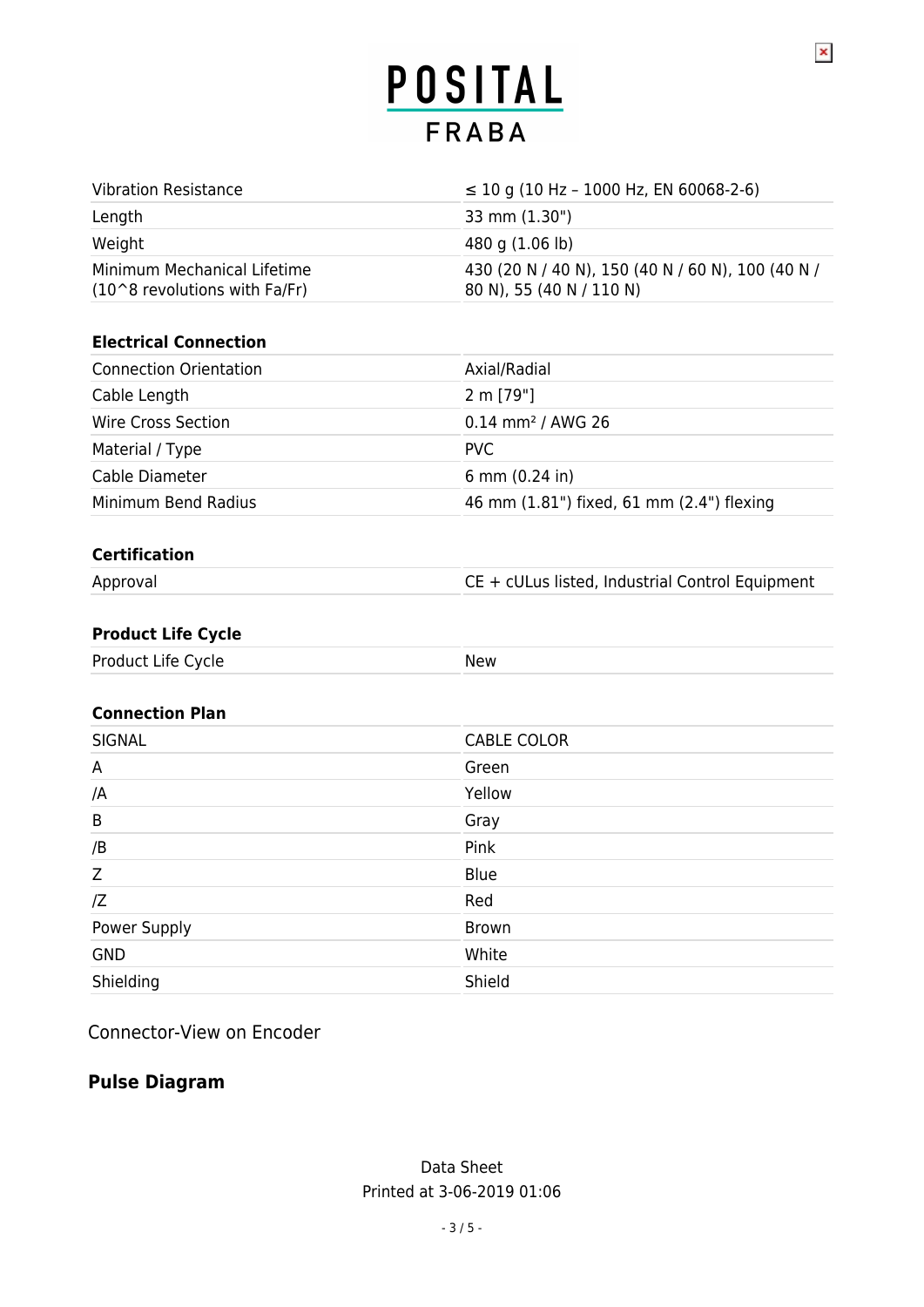| | |
|---|---|
| Vibration Resistance | ≤ 10 g (10 Hz – 1000 Hz, EN 60068-2-6) |
| Length | 33 mm (1.30") |
| Weight | 480 g (1.06 lb) |
| Minimum Mechanical Lifetime (10^8 revolutions with Fa/Fr) | 430 (20 N / 40 N), 150 (40 N / 60 N), 100 (40 N / 80 N), 55 (40 N / 110 N) |

### Electrical Connection

| | |
|---|---|
| Connection Orientation | Axial/Radial |
| Cable Length | 2 m [79"] |
| Wire Cross Section | 0.14 mm² / AWG 26 |
| Material / Type | PVC |
| Cable Diameter | 6 mm (0.24 in) |
| Minimum Bend Radius | 46 mm (1.81") fixed, 61 mm (2.4") flexing |

### Certification

| | |
|---|---|
| Approval | CE + cULus listed, Industrial Control Equipment |

### Product Life Cycle

| | |
|---|---|
| Product Life Cycle | New |

### Connection Plan

| SIGNAL | CABLE COLOR |
|---|---|
| A | Green |
| /A | Yellow |
| B | Gray |
| /B | Pink |
| Z | Blue |
| /Z | Red |
| Power Supply | Brown |
| GND | White |
| Shielding | Shield |

Connector-View on Encoder

## Pulse Diagram

Data Sheet
Printed at 3-06-2019 01:06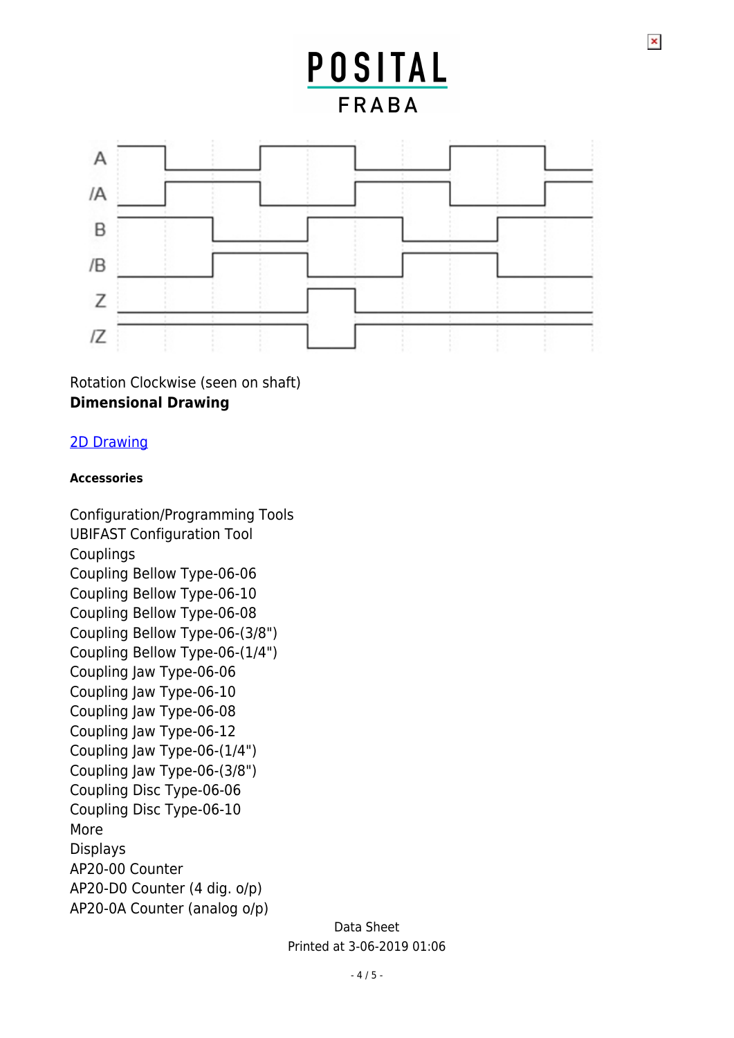Rotation Clockwise (seen on shaft)

**Dimensional Drawing**

2D Drawing

#### Accessories

Configuration/Programming Tools
UBIFAST Configuration Tool
Couplings
Coupling Bellow Type-06-06
Coupling Bellow Type-06-10
Coupling Bellow Type-06-08
Coupling Bellow Type-06-(3/8")
Coupling Bellow Type-06-(1/4")
Coupling Jaw Type-06-06
Coupling Jaw Type-06-10
Coupling Jaw Type-06-08
Coupling Jaw Type-06-12
Coupling Jaw Type-06-(1/4")
Coupling Jaw Type-06-(3/8")
Coupling Disc Type-06-06
Coupling Disc Type-06-10
More
Displays
AP20-00 Counter
AP20-D0 Counter (4 dig. o/p)
AP20-0A Counter (analog o/p)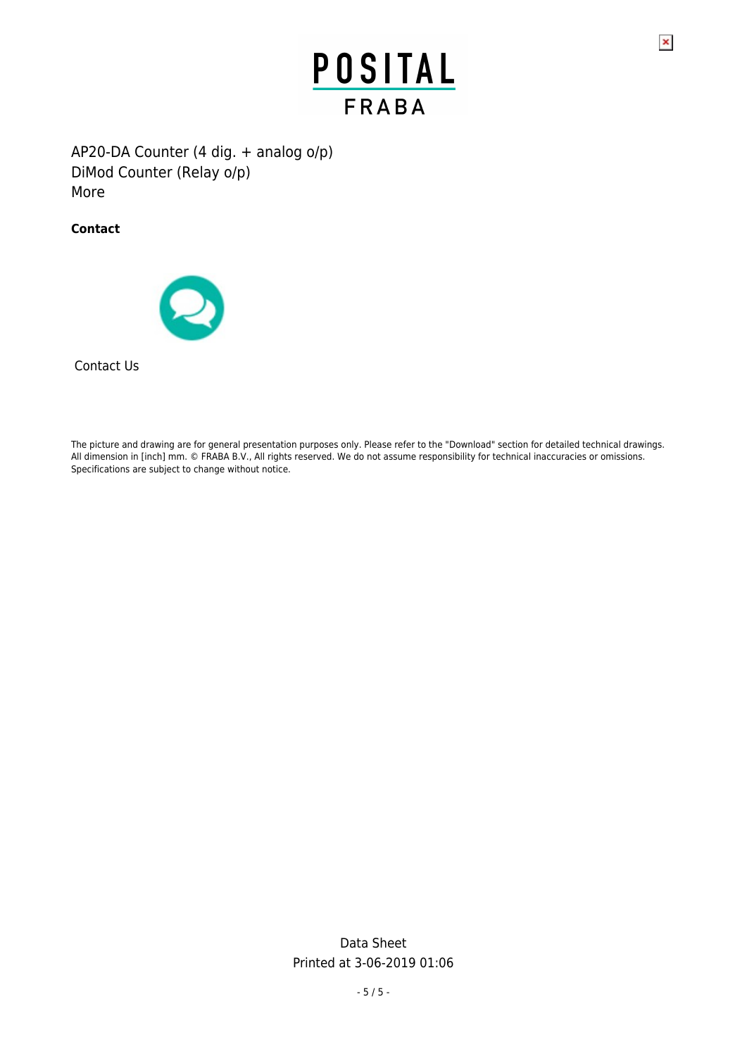AP20-DA Counter (4 dig. + analog o/p)
DiMod Counter (Relay o/p)
More

**Contact**

Contact Us

The picture and drawing are for general presentation purposes only. Please refer to the "Download" section for detailed technical drawings. All dimension in [inch] mm. © FRABA B.V., All rights reserved. We do not assume responsibility for technical inaccuracies or omissions. Specifications are subject to change without notice.

Data Sheet
Printed at 3-06-2019 01:06